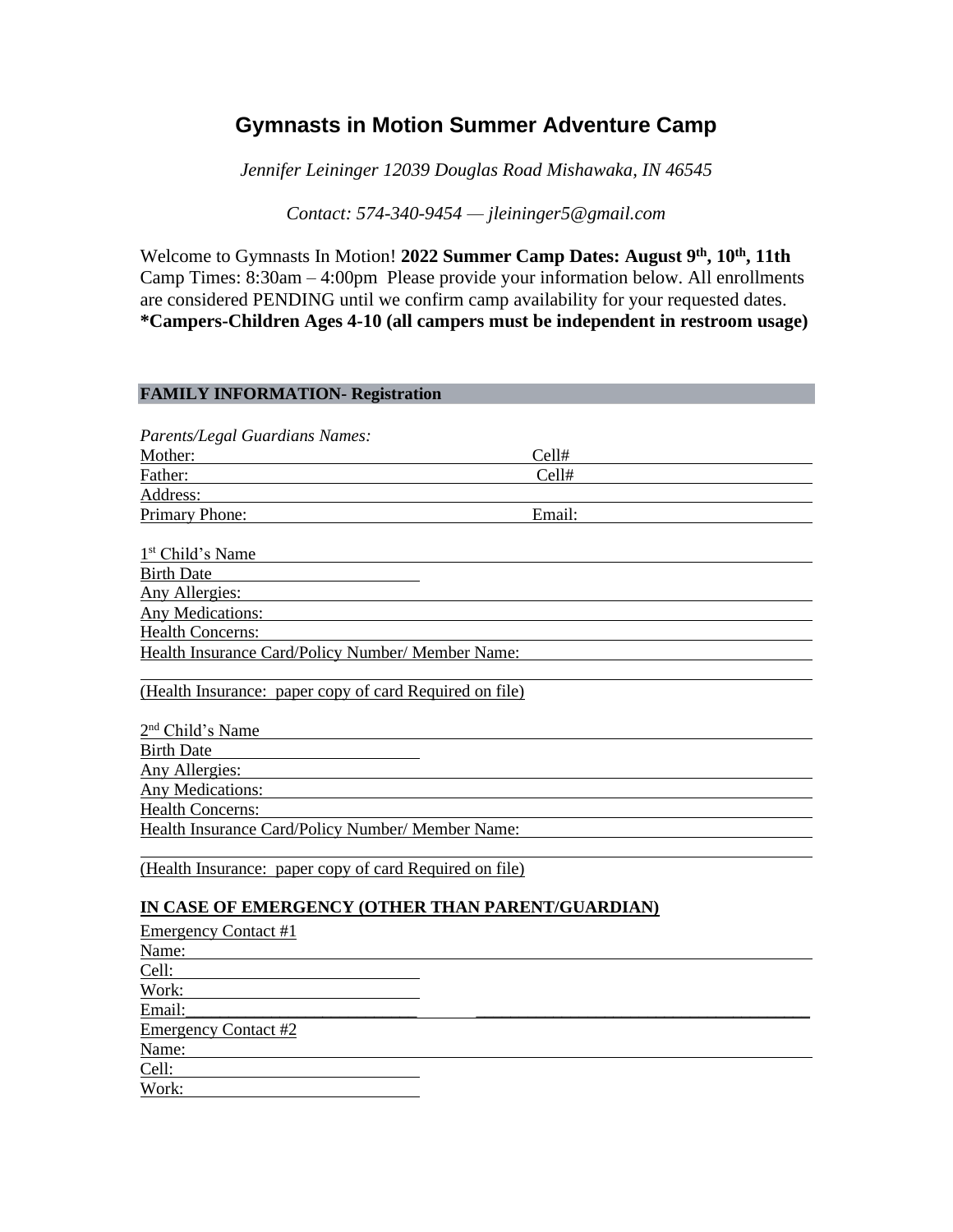# Gymnasts in Motion Summer Adventure Camp

*Jennifer Leininger 12039 Douglas Road Mishawaka, IN 46545*

*Contact: 574-340-9454 — jleininger5@gmail.com*

Welcome to Gymnasts In Motion! **2022 Summer Camp Dates: August 9th, 10th, 11th** Camp Times: 8:30am – 4:00pm Please provide your information below. All enrollments are considered PENDING until we confirm camp availability for your requested dates.
**\*Campers-Children Ages 4-10 (all campers must be independent in restroom usage)**

## FAMILY INFORMATION- Registration

*Parents/Legal Guardians Names:*

Mother: ____________________ Cell# ____________________

Father: ____________________ Cell# ____________________

Address: ____________________

Primary Phone: ____________________ Email: ____________________

1st Child's Name ____________________

Birth Date ____________________

Any Allergies: ____________________

Any Medications: ____________________

Health Concerns: ____________________

Health Insurance Card/Policy Number/ Member Name: ____________________

____________________

(Health Insurance: paper copy of card Required on file)

2nd Child's Name ____________________

Birth Date ____________________

Any Allergies: ____________________

Any Medications: ____________________

Health Concerns: ____________________

Health Insurance Card/Policy Number/ Member Name: ____________________

____________________

(Health Insurance: paper copy of card Required on file)

**IN CASE OF EMERGENCY (OTHER THAN PARENT/GUARDIAN)**

Emergency Contact #1

Name: ____________________

Cell: ____________________

Work: ____________________

Email: ____________________ ____________________

Emergency Contact #2

Name: ____________________

Cell: ____________________

Work: ____________________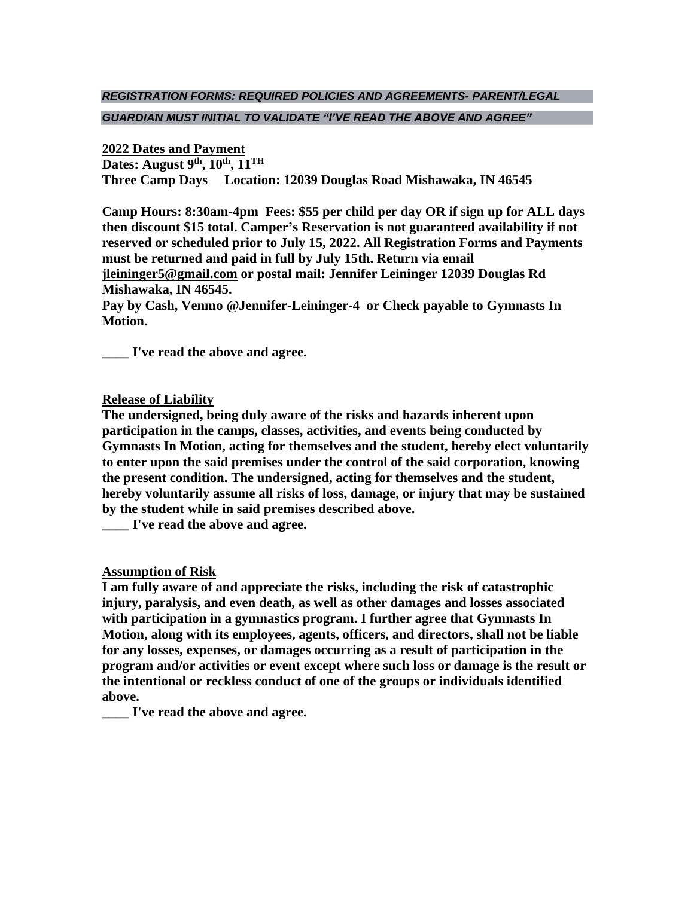***REGISTRATION FORMS: REQUIRED POLICIES AND AGREEMENTS- PARENT/LEGAL GUARDIAN MUST INITIAL TO VALIDATE "I'VE READ THE ABOVE AND AGREE"***

**2022 Dates and Payment**

**Dates: August 9th, 10th, 11TH**

**Three Camp Days Location: 12039 Douglas Road Mishawaka, IN 46545**

**Camp Hours: 8:30am-4pm Fees: $55 per child per day OR if sign up for ALL days then discount $15 total. Camper's Reservation is not guaranteed availability if not reserved or scheduled prior to July 15, 2022. All Registration Forms and Payments must be returned and paid in full by July 15th. Return via email jleininger5@gmail.com or postal mail: Jennifer Leininger 12039 Douglas Rd Mishawaka, IN 46545.**

**Pay by Cash, Venmo @Jennifer-Leininger-4 or Check payable to Gymnasts In Motion.**

**____ I've read the above and agree.**

**Release of Liability**

**The undersigned, being duly aware of the risks and hazards inherent upon participation in the camps, classes, activities, and events being conducted by Gymnasts In Motion, acting for themselves and the student, hereby elect voluntarily to enter upon the said premises under the control of the said corporation, knowing the present condition. The undersigned, acting for themselves and the student, hereby voluntarily assume all risks of loss, damage, or injury that may be sustained by the student while in said premises described above.**

**____ I've read the above and agree.**

**Assumption of Risk**

**I am fully aware of and appreciate the risks, including the risk of catastrophic injury, paralysis, and even death, as well as other damages and losses associated with participation in a gymnastics program. I further agree that Gymnasts In Motion, along with its employees, agents, officers, and directors, shall not be liable for any losses, expenses, or damages occurring as a result of participation in the program and/or activities or event except where such loss or damage is the result or the intentional or reckless conduct of one of the groups or individuals identified above.**

**____ I've read the above and agree.**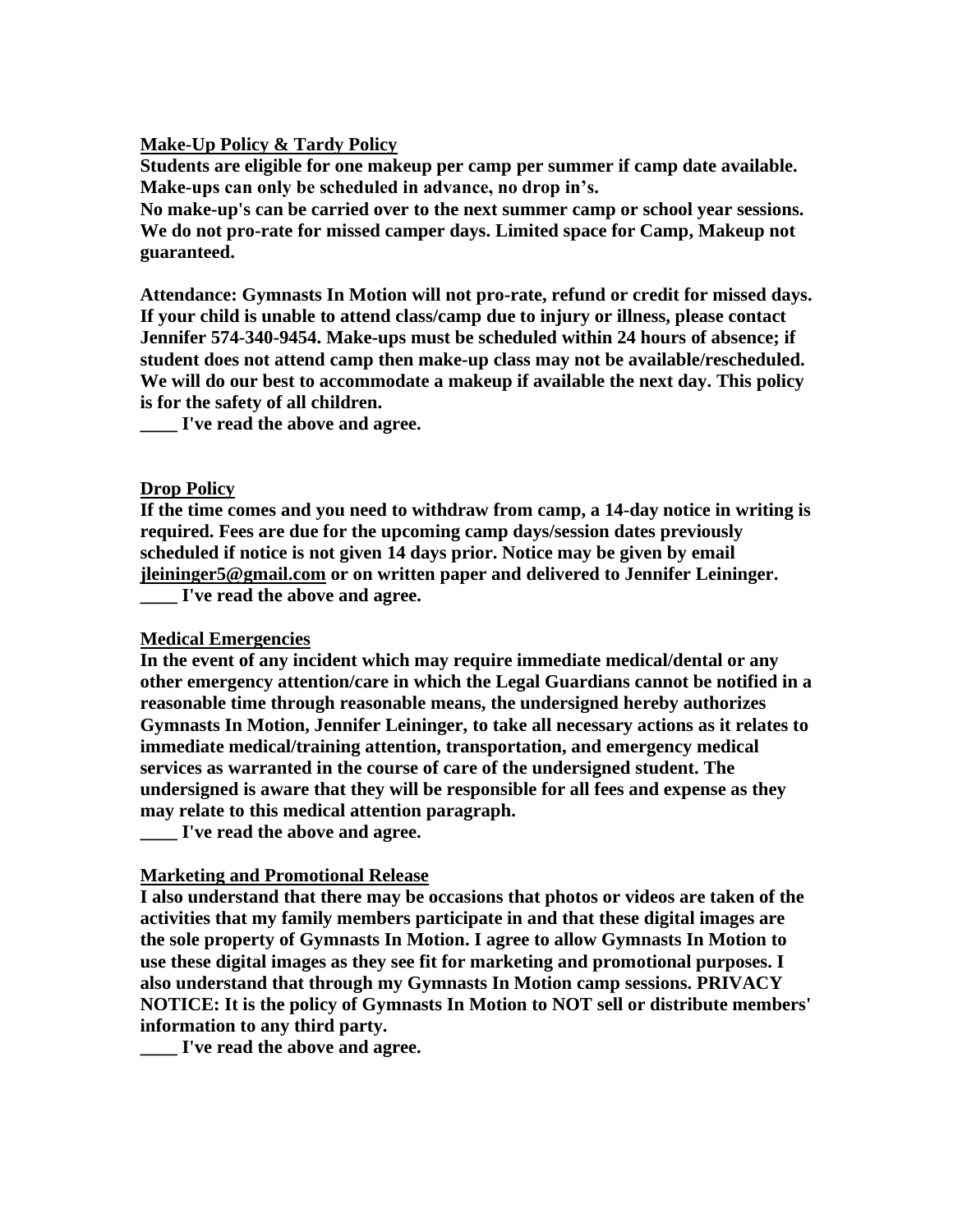**Make-Up Policy & Tardy Policy**

**Students are eligible for one makeup per camp per summer if camp date available. Make-ups can only be scheduled in advance, no drop in's.**

**No make-up's can be carried over to the next summer camp or school year sessions. We do not pro-rate for missed camper days. Limited space for Camp, Makeup not guaranteed.**

**Attendance: Gymnasts In Motion will not pro-rate, refund or credit for missed days. If your child is unable to attend class/camp due to injury or illness, please contact Jennifer 574-340-9454. Make-ups must be scheduled within 24 hours of absence; if student does not attend camp then make-up class may not be available/rescheduled. We will do our best to accommodate a makeup if available the next day. This policy is for the safety of all children.**

**____ I've read the above and agree.**

**Drop Policy**

**If the time comes and you need to withdraw from camp, a 14-day notice in writing is required. Fees are due for the upcoming camp days/session dates previously scheduled if notice is not given 14 days prior. Notice may be given by email jleininger5@gmail.com or on written paper and delivered to Jennifer Leininger.**

**____ I've read the above and agree.**

**Medical Emergencies**

**In the event of any incident which may require immediate medical/dental or any other emergency attention/care in which the Legal Guardians cannot be notified in a reasonable time through reasonable means, the undersigned hereby authorizes Gymnasts In Motion, Jennifer Leininger, to take all necessary actions as it relates to immediate medical/training attention, transportation, and emergency medical services as warranted in the course of care of the undersigned student. The undersigned is aware that they will be responsible for all fees and expense as they may relate to this medical attention paragraph.**

**____ I've read the above and agree.**

**Marketing and Promotional Release**

**I also understand that there may be occasions that photos or videos are taken of the activities that my family members participate in and that these digital images are the sole property of Gymnasts In Motion. I agree to allow Gymnasts In Motion to use these digital images as they see fit for marketing and promotional purposes. I also understand that through my Gymnasts In Motion camp sessions. PRIVACY NOTICE: It is the policy of Gymnasts In Motion to NOT sell or distribute members' information to any third party.**

**____ I've read the above and agree.**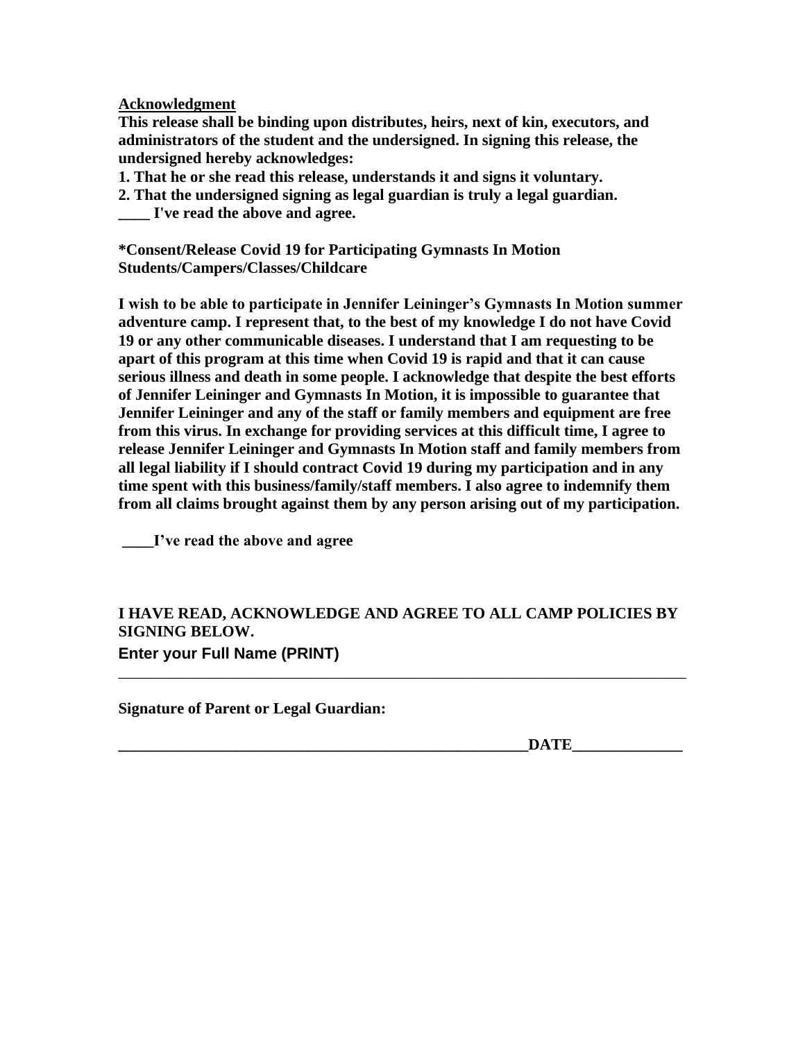**Acknowledgment**

**This release shall be binding upon distributes, heirs, next of kin, executors, and administrators of the student and the undersigned. In signing this release, the undersigned hereby acknowledges:**

**1. That he or she read this release, understands it and signs it voluntary.**

**2. That the undersigned signing as legal guardian is truly a legal guardian.**

**____ I've read the above and agree.**

**\*Consent/Release Covid 19 for Participating Gymnasts In Motion Students/Campers/Classes/Childcare**

**I wish to be able to participate in Jennifer Leininger's Gymnasts In Motion summer adventure camp. I represent that, to the best of my knowledge I do not have Covid 19 or any other communicable diseases. I understand that I am requesting to be apart of this program at this time when Covid 19 is rapid and that it can cause serious illness and death in some people. I acknowledge that despite the best efforts of Jennifer Leininger and Gymnasts In Motion, it is impossible to guarantee that Jennifer Leininger and any of the staff or family members and equipment are free from this virus. In exchange for providing services at this difficult time, I agree to release Jennifer Leininger and Gymnasts In Motion staff and family members from all legal liability if I should contract Covid 19 during my participation and in any time spent with this business/family/staff members. I also agree to indemnify them from all claims brought against them by any person arising out of my participation.**

**____I've read the above and agree**

**I HAVE READ, ACKNOWLEDGE AND AGREE TO ALL CAMP POLICIES BY SIGNING BELOW.**

**Enter your Full Name (PRINT)**

______________________________________________________________________________

**Signature of Parent or Legal Guardian:**

**_______________________________________________________DATE______________**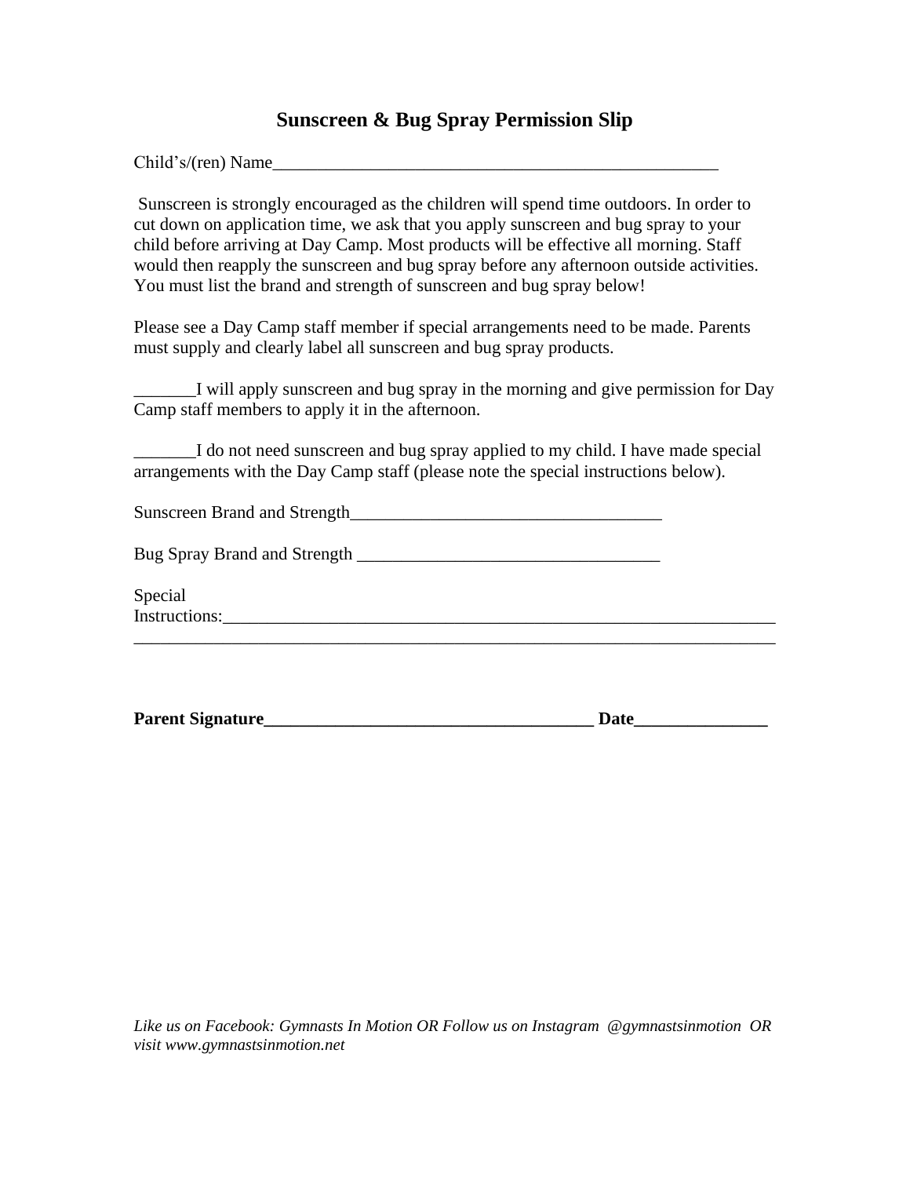## Sunscreen & Bug Spray Permission Slip

Child's/(ren) Name_____________________________________________________

Sunscreen is strongly encouraged as the children will spend time outdoors. In order to cut down on application time, we ask that you apply sunscreen and bug spray to your child before arriving at Day Camp. Most products will be effective all morning. Staff would then reapply the sunscreen and bug spray before any afternoon outside activities. You must list the brand and strength of sunscreen and bug spray below!

Please see a Day Camp staff member if special arrangements need to be made. Parents must supply and clearly label all sunscreen and bug spray products.

_______I will apply sunscreen and bug spray in the morning and give permission for Day Camp staff members to apply it in the afternoon.

_______I do not need sunscreen and bug spray applied to my child. I have made special arrangements with the Day Camp staff (please note the special instructions below).

Sunscreen Brand and Strength___________________________________

Bug Spray Brand and Strength __________________________________

Special Instructions:_________________________________________________________________
_____________________________________________________________________________

**Parent Signature_____________________________________ Date______________**

*Like us on Facebook: Gymnasts In Motion OR Follow us on Instagram @gymnastsinmotion OR visit www.gymnastsinmotion.net*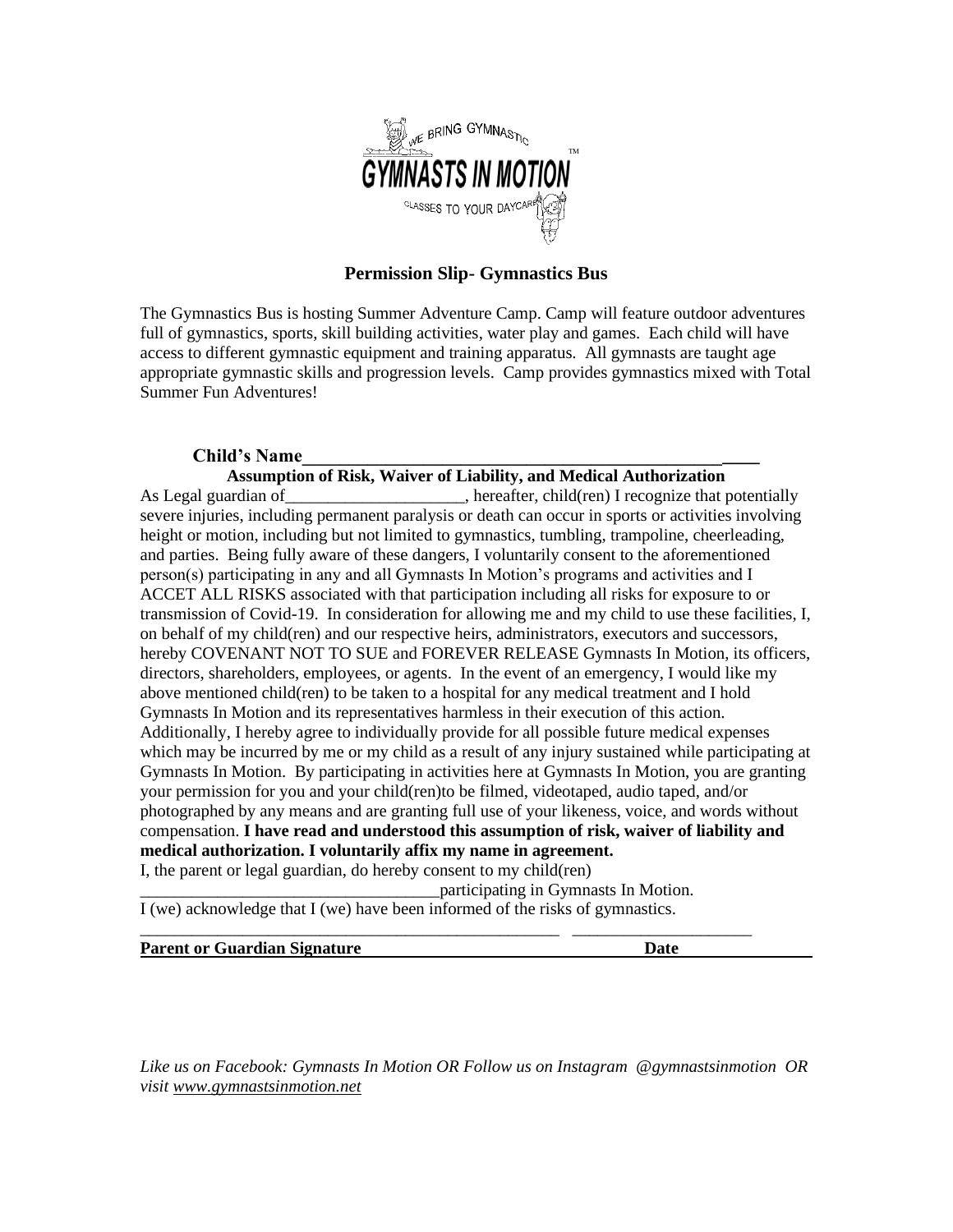WE BRING GYMNASTIC

GYMNASTS IN MOTION™

CLASSES TO YOUR DAYCARE

## Permission Slip- Gymnastics Bus

The Gymnastics Bus is hosting Summer Adventure Camp. Camp will feature outdoor adventures full of gymnastics, sports, skill building activities, water play and games. Each child will have access to different gymnastic equipment and training apparatus. All gymnasts are taught age appropriate gymnastic skills and progression levels. Camp provides gymnastics mixed with Total Summer Fun Adventures!

**Child's Name**______________________________________________________

**Assumption of Risk, Waiver of Liability, and Medical Authorization**

As Legal guardian of_____________________, hereafter, child(ren) I recognize that potentially severe injuries, including permanent paralysis or death can occur in sports or activities involving height or motion, including but not limited to gymnastics, tumbling, trampoline, cheerleading, and parties. Being fully aware of these dangers, I voluntarily consent to the aforementioned person(s) participating in any and all Gymnasts In Motion's programs and activities and I ACCET ALL RISKS associated with that participation including all risks for exposure to or transmission of Covid-19. In consideration for allowing me and my child to use these facilities, I, on behalf of my child(ren) and our respective heirs, administrators, executors and successors, hereby COVENANT NOT TO SUE and FOREVER RELEASE Gymnasts In Motion, its officers, directors, shareholders, employees, or agents. In the event of an emergency, I would like my above mentioned child(ren) to be taken to a hospital for any medical treatment and I hold Gymnasts In Motion and its representatives harmless in their execution of this action. Additionally, I hereby agree to individually provide for all possible future medical expenses which may be incurred by me or my child as a result of any injury sustained while participating at Gymnasts In Motion. By participating in activities here at Gymnasts In Motion, you are granting your permission for you and your child(ren)to be filmed, videotaped, audio taped, and/or photographed by any means and are granting full use of your likeness, voice, and words without compensation. **I have read and understood this assumption of risk, waiver of liability and medical authorization. I voluntarily affix my name in agreement.**

I, the parent or legal guardian, do hereby consent to my child(ren) ___________________________________participating in Gymnasts In Motion.

I (we) acknowledge that I (we) have been informed of the risks of gymnastics.

___________________________________________________ _____________________

**Parent or Guardian Signature** **Date**

*Like us on Facebook: Gymnasts In Motion OR Follow us on Instagram @gymnastsinmotion OR visit www.gymnastsinmotion.net*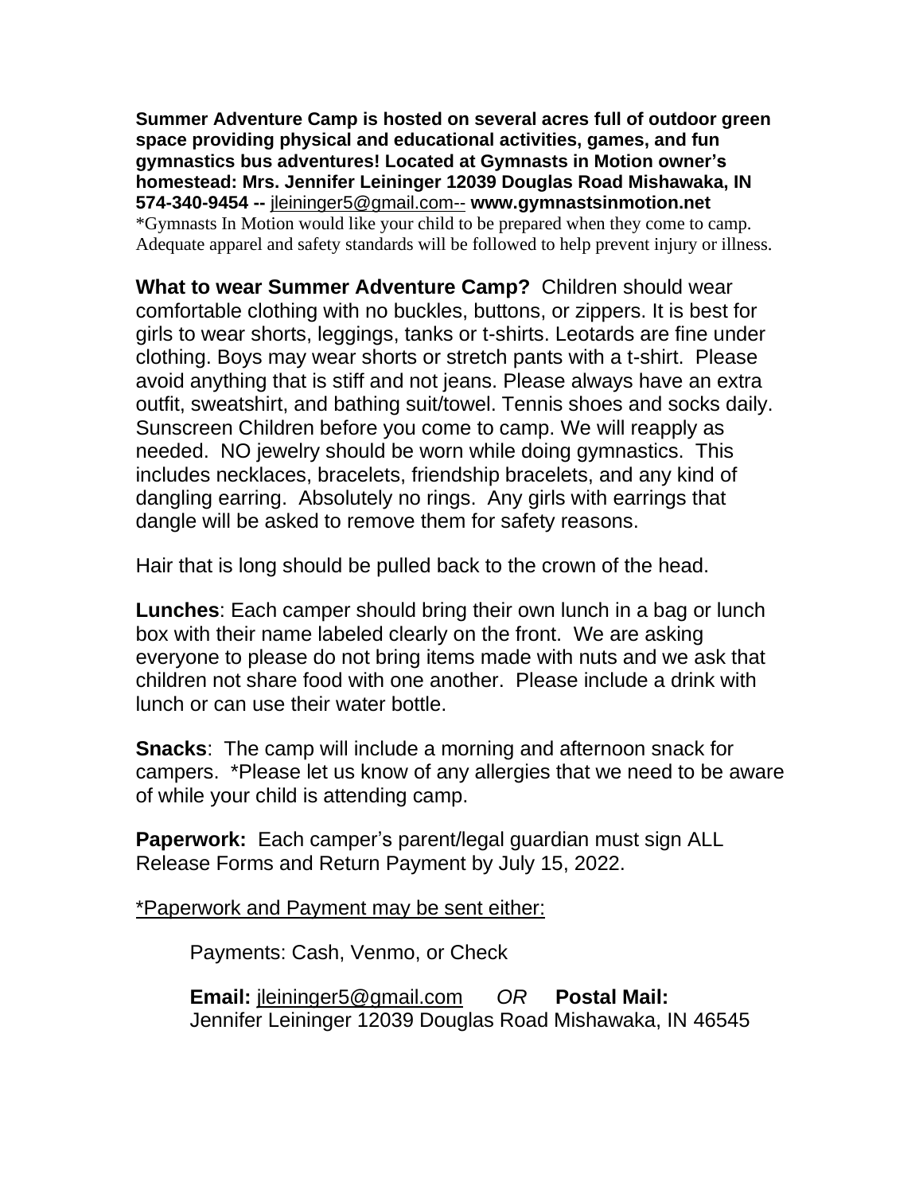**Summer Adventure Camp is hosted on several acres full of outdoor green space providing physical and educational activities, games, and fun gymnastics bus adventures! Located at Gymnasts in Motion owner's homestead: Mrs. Jennifer Leininger 12039 Douglas Road Mishawaka, IN 574-340-9454 --** jleininger5@gmail.com-- **www.gymnastsinmotion.net**
*Gymnasts In Motion would like your child to be prepared when they come to camp. Adequate apparel and safety standards will be followed to help prevent injury or illness.

**What to wear Summer Adventure Camp?** Children should wear comfortable clothing with no buckles, buttons, or zippers. It is best for girls to wear shorts, leggings, tanks or t-shirts. Leotards are fine under clothing. Boys may wear shorts or stretch pants with a t-shirt. Please avoid anything that is stiff and not jeans. Please always have an extra outfit, sweatshirt, and bathing suit/towel. Tennis shoes and socks daily. Sunscreen Children before you come to camp. We will reapply as needed. NO jewelry should be worn while doing gymnastics. This includes necklaces, bracelets, friendship bracelets, and any kind of dangling earring. Absolutely no rings. Any girls with earrings that dangle will be asked to remove them for safety reasons.

Hair that is long should be pulled back to the crown of the head.

**Lunches**: Each camper should bring their own lunch in a bag or lunch box with their name labeled clearly on the front. We are asking everyone to please do not bring items made with nuts and we ask that children not share food with one another. Please include a drink with lunch or can use their water bottle.

**Snacks**: The camp will include a morning and afternoon snack for campers. *Please let us know of any allergies that we need to be aware of while your child is attending camp.

**Paperwork:** Each camper's parent/legal guardian must sign ALL Release Forms and Return Payment by July 15, 2022.

*Paperwork and Payment may be sent either:

Payments: Cash, Venmo, or Check

**Email:** jleininger5@gmail.com *OR* **Postal Mail:**
Jennifer Leininger 12039 Douglas Road Mishawaka, IN 46545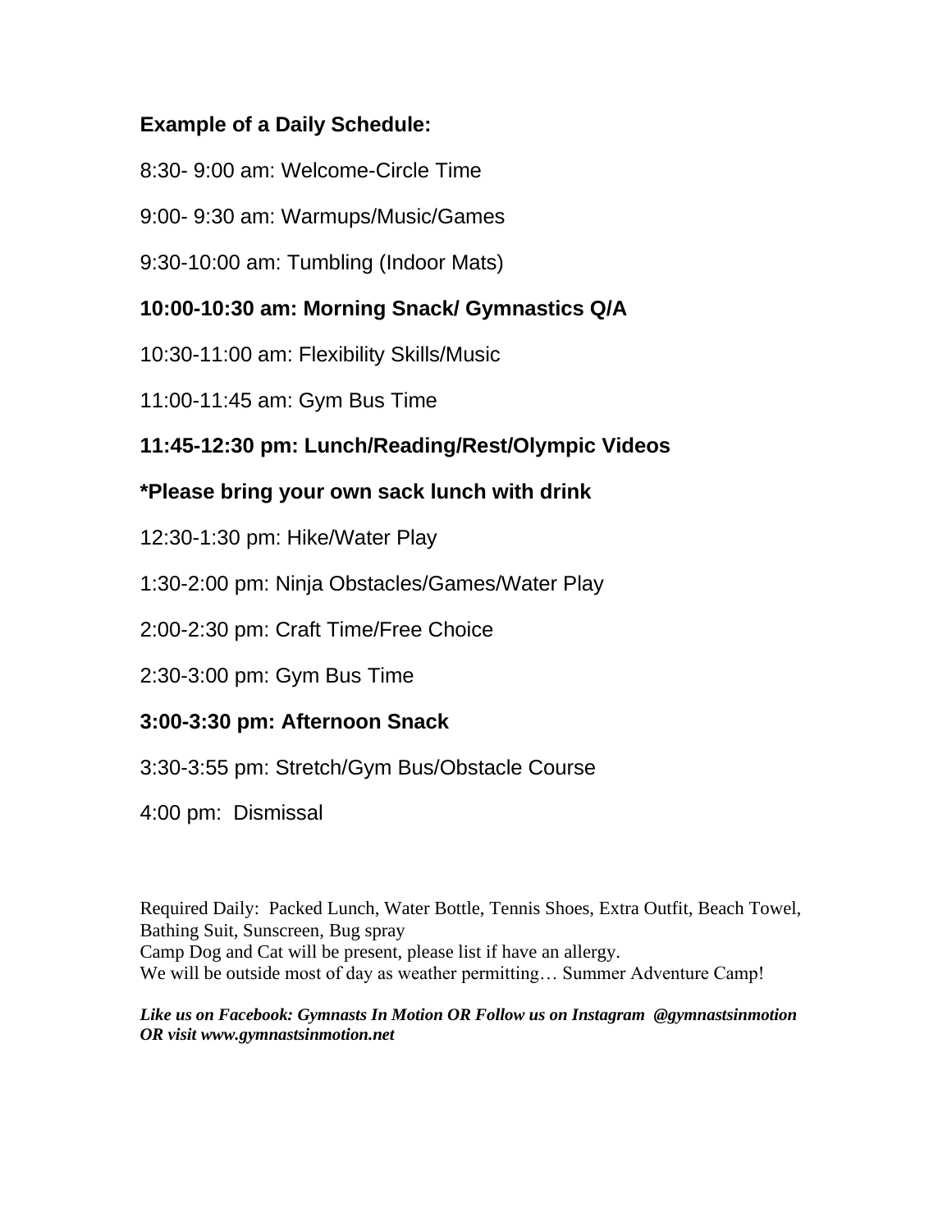**Example of a Daily Schedule:**

8:30- 9:00 am: Welcome-Circle Time

9:00- 9:30 am: Warmups/Music/Games

9:30-10:00 am: Tumbling (Indoor Mats)

**10:00-10:30 am: Morning Snack/ Gymnastics Q/A**

10:30-11:00 am: Flexibility Skills/Music

11:00-11:45 am: Gym Bus Time

**11:45-12:30 pm: Lunch/Reading/Rest/Olympic Videos**

***Please bring your own sack lunch with drink**

12:30-1:30 pm: Hike/Water Play

1:30-2:00 pm: Ninja Obstacles/Games/Water Play

2:00-2:30 pm: Craft Time/Free Choice

2:30-3:00 pm: Gym Bus Time

**3:00-3:30 pm: Afternoon Snack**

3:30-3:55 pm: Stretch/Gym Bus/Obstacle Course

4:00 pm: Dismissal

Required Daily: Packed Lunch, Water Bottle, Tennis Shoes, Extra Outfit, Beach Towel, Bathing Suit, Sunscreen, Bug spray
Camp Dog and Cat will be present, please list if have an allergy.
We will be outside most of day as weather permitting… Summer Adventure Camp!

***Like us on Facebook: Gymnasts In Motion OR Follow us on Instagram @gymnastsinmotion OR visit www.gymnastsinmotion.net***